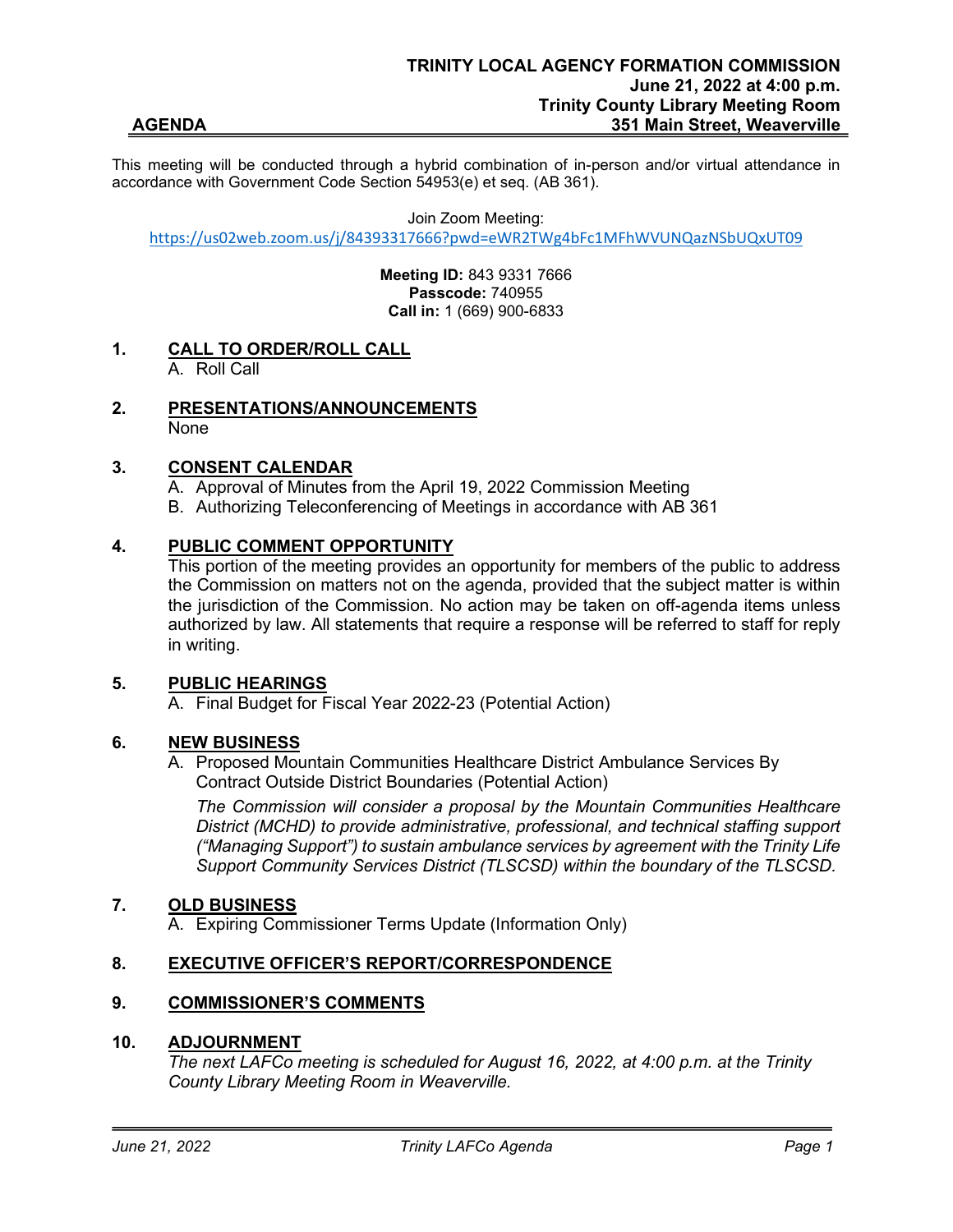# TRINITY LOCAL AGENCY FORMATION COMMISSION

**June 21, 2022 at 4:00 p.m.**
**Trinity County Library Meeting Room**
**351 Main Street, Weaverville**

## AGENDA

This meeting will be conducted through a hybrid combination of in-person and/or virtual attendance in accordance with Government Code Section 54953(e) et seq. (AB 361).

Join Zoom Meeting:
https://us02web.zoom.us/j/84393317666?pwd=eWR2TWg4bFc1MFhWVUNQazNSbUQxUT09

**Meeting ID:** 843 9331 7666
**Passcode:** 740955
**Call in:** 1 (669) 900-6833

### 1. CALL TO ORDER/ROLL CALL

A. Roll Call

### 2. PRESENTATIONS/ANNOUNCEMENTS

None

### 3. CONSENT CALENDAR

A. Approval of Minutes from the April 19, 2022 Commission Meeting
B. Authorizing Teleconferencing of Meetings in accordance with AB 361

### 4. PUBLIC COMMENT OPPORTUNITY

This portion of the meeting provides an opportunity for members of the public to address the Commission on matters not on the agenda, provided that the subject matter is within the jurisdiction of the Commission. No action may be taken on off-agenda items unless authorized by law. All statements that require a response will be referred to staff for reply in writing.

### 5. PUBLIC HEARINGS

A. Final Budget for Fiscal Year 2022-23 (Potential Action)

### 6. NEW BUSINESS

A. Proposed Mountain Communities Healthcare District Ambulance Services By Contract Outside District Boundaries (Potential Action)

*The Commission will consider a proposal by the Mountain Communities Healthcare District (MCHD) to provide administrative, professional, and technical staffing support ("Managing Support") to sustain ambulance services by agreement with the Trinity Life Support Community Services District (TLSCSD) within the boundary of the TLSCSD.*

### 7. OLD BUSINESS

A. Expiring Commissioner Terms Update (Information Only)

### 8. EXECUTIVE OFFICER'S REPORT/CORRESPONDENCE

### 9. COMMISSIONER'S COMMENTS

### 10. ADJOURNMENT

*The next LAFCo meeting is scheduled for August 16, 2022, at 4:00 p.m. at the Trinity County Library Meeting Room in Weaverville.*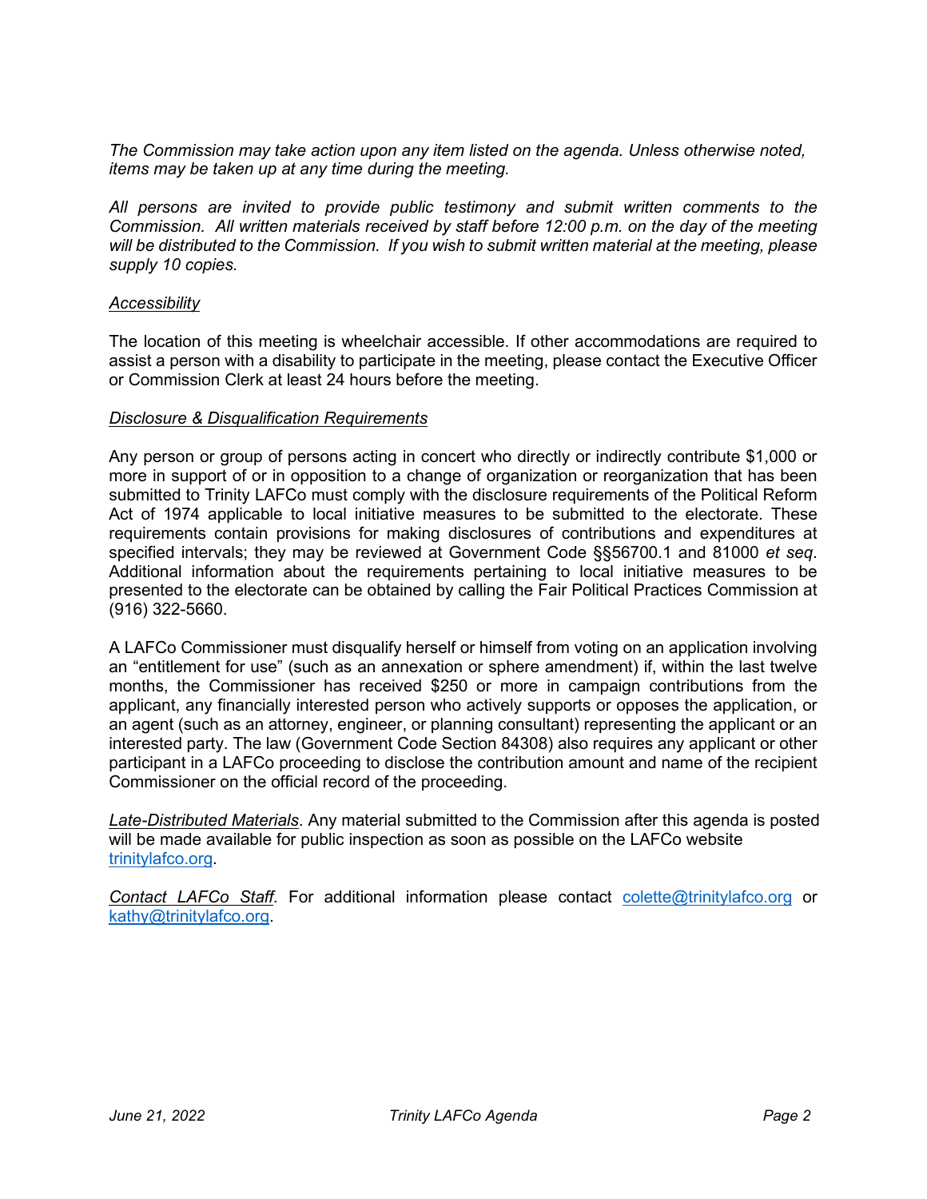*The Commission may take action upon any item listed on the agenda. Unless otherwise noted, items may be taken up at any time during the meeting.*

*All persons are invited to provide public testimony and submit written comments to the Commission. All written materials received by staff before 12:00 p.m. on the day of the meeting will be distributed to the Commission. If you wish to submit written material at the meeting, please supply 10 copies.*

*Accessibility*

The location of this meeting is wheelchair accessible. If other accommodations are required to assist a person with a disability to participate in the meeting, please contact the Executive Officer or Commission Clerk at least 24 hours before the meeting.

*Disclosure & Disqualification Requirements*

Any person or group of persons acting in concert who directly or indirectly contribute $1,000 or more in support of or in opposition to a change of organization or reorganization that has been submitted to Trinity LAFCo must comply with the disclosure requirements of the Political Reform Act of 1974 applicable to local initiative measures to be submitted to the electorate. These requirements contain provisions for making disclosures of contributions and expenditures at specified intervals; they may be reviewed at Government Code §§56700.1 and 81000 *et seq*. Additional information about the requirements pertaining to local initiative measures to be presented to the electorate can be obtained by calling the Fair Political Practices Commission at (916) 322-5660.

A LAFCo Commissioner must disqualify herself or himself from voting on an application involving an "entitlement for use" (such as an annexation or sphere amendment) if, within the last twelve months, the Commissioner has received $250 or more in campaign contributions from the applicant, any financially interested person who actively supports or opposes the application, or an agent (such as an attorney, engineer, or planning consultant) representing the applicant or an interested party. The law (Government Code Section 84308) also requires any applicant or other participant in a LAFCo proceeding to disclose the contribution amount and name of the recipient Commissioner on the official record of the proceeding.

*Late-Distributed Materials*. Any material submitted to the Commission after this agenda is posted will be made available for public inspection as soon as possible on the LAFCo website [trinitylafco.org](trinitylafco.org).

*Contact LAFCo Staff*. For additional information please contact [colette@trinitylafco.org](mailto:colette@trinitylafco.org) or [kathy@trinitylafco.org](mailto:kathy@trinitylafco.org).